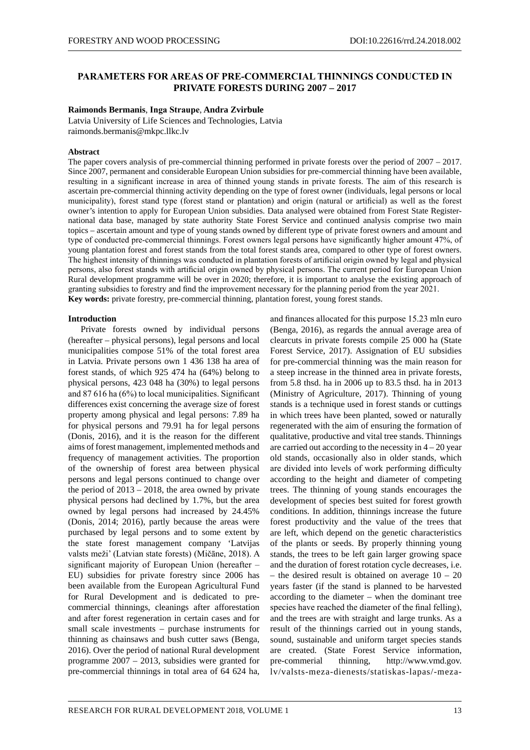# PARAMETERS FOR AREAS OF PRE-COMMERCIAL THINNINGS CONDUCTED IN PRIVATE FORESTS DURING 2007 – 2017

**Raimonds Bermanis**, **Inga Straupe**, **Andra Zvirbule**

Latvia University of Life Sciences and Technologies, Latvia

raimonds.bermanis@mkpc.llkc.lv

### Abstract

The paper covers analysis of pre-commercial thinning performed in private forests over the period of 2007 – 2017. Since 2007, permanent and considerable European Union subsidies for pre-commercial thinning have been available, resulting in a significant increase in area of thinned young stands in private forests. The aim of this research is ascertain pre-commercial thinning activity depending on the type of forest owner (individuals, legal persons or local municipality), forest stand type (forest stand or plantation) and origin (natural or artificial) as well as the forest owner's intention to apply for European Union subsidies. Data analysed were obtained from Forest State Register-national data base, managed by state authority State Forest Service and continued analysis comprise two main topics – ascertain amount and type of young stands owned by different type of private forest owners and amount and type of conducted pre-commercial thinnings. Forest owners legal persons have significantly higher amount 47%, of young plantation forest and forest stands from the total forest stands area, compared to other type of forest owners. The highest intensity of thinnings was conducted in plantation forests of artificial origin owned by legal and physical persons, also forest stands with artificial origin owned by physical persons. The current period for European Union Rural development programme will be over in 2020; therefore, it is important to analyse the existing approach of granting subsidies to forestry and find the improvement necessary for the planning period from the year 2021.

**Key words:** private forestry, pre-commercial thinning, plantation forest, young forest stands.

### Introduction

Private forests owned by individual persons (hereafter – physical persons), legal persons and local municipalities compose 51% of the total forest area in Latvia. Private persons own 1 436 138 ha area of forest stands, of which 925 474 ha (64%) belong to physical persons, 423 048 ha (30%) to legal persons and 87 616 ha (6%) to local municipalities. Significant differences exist concerning the average size of forest property among physical and legal persons: 7.89 ha for physical persons and 79.91 ha for legal persons (Donis, 2016), and it is the reason for the different aims of forest management, implemented methods and frequency of management activities. The proportion of the ownership of forest area between physical persons and legal persons continued to change over the period of 2013 – 2018, the area owned by private physical persons had declined by 1.7%, but the area owned by legal persons had increased by 24.45% (Donis, 2014; 2016), partly because the areas were purchased by legal persons and to some extent by the state forest management company 'Latvijas valsts meži' (Latvian state forests) (Mičāne, 2018). A significant majority of European Union (hereafter – EU) subsidies for private forestry since 2006 has been available from the European Agricultural Fund for Rural Development and is dedicated to pre-commercial thinnings, cleanings after afforestation and after forest regeneration in certain cases and for small scale investments – purchase instruments for thinning as chainsaws and bush cutter saws (Benga, 2016). Over the period of national Rural development programme 2007 – 2013, subsidies were granted for pre-commercial thinnings in total area of 64 624 ha, and finances allocated for this purpose 15.23 mln euro (Benga, 2016), as regards the annual average area of clearcuts in private forests compile 25 000 ha (State Forest Service, 2017). Assignation of EU subsidies for pre-commercial thinning was the main reason for a steep increase in the thinned area in private forests, from 5.8 thsd. ha in 2006 up to 83.5 thsd. ha in 2013 (Ministry of Agriculture, 2017). Thinning of young stands is a technique used in forest stands or cuttings in which trees have been planted, sowed or naturally regenerated with the aim of ensuring the formation of qualitative, productive and vital tree stands. Thinnings are carried out according to the necessity in 4 – 20 year old stands, occasionally also in older stands, which are divided into levels of work performing difficulty according to the height and diameter of competing trees. The thinning of young stands encourages the development of species best suited for forest growth conditions. In addition, thinnings increase the future forest productivity and the value of the trees that are left, which depend on the genetic characteristics of the plants or seeds. By properly thinning young stands, the trees to be left gain larger growing space and the duration of forest rotation cycle decreases, i.e. – the desired result is obtained on average 10 – 20 years faster (if the stand is planned to be harvested according to the diameter – when the dominant tree species have reached the diameter of the final felling), and the trees are with straight and large trunks. As a result of the thinnings carried out in young stands, sound, sustainable and uniform target species stands are created. (State Forest Service information, pre-commerial thinning, http://www.vmd.gov.lv/valsts-meza-dienests/statiskas-lapas/-meza-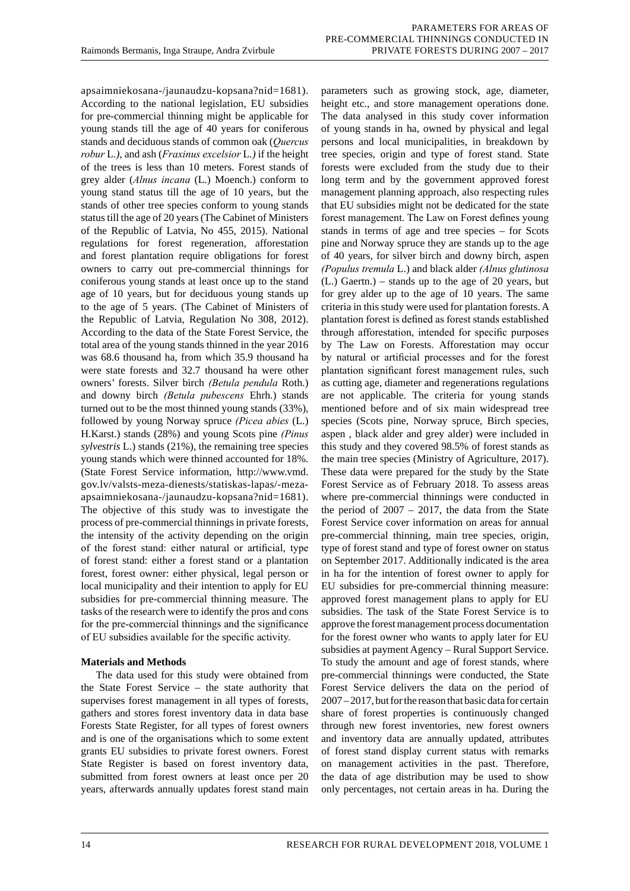apsaimniekosana-/jaunaudzu-kopsana?nid=1681). According to the national legislation, EU subsidies for pre-commercial thinning might be applicable for young stands till the age of 40 years for coniferous stands and deciduous stands of common oak (*Quercus robur* L.*)*, and ash (*Fraxinus excelsior* L.*)* if the height of the trees is less than 10 meters. Forest stands of grey alder (*Alnus incana* (L.) Moench.) conform to young stand status till the age of 10 years, but the stands of other tree species conform to young stands status till the age of 20 years (The Cabinet of Ministers of the Republic of Latvia, No 455, 2015). National regulations for forest regeneration, afforestation and forest plantation require obligations for forest owners to carry out pre-commercial thinnings for coniferous young stands at least once up to the stand age of 10 years, but for deciduous young stands up to the age of 5 years. (The Cabinet of Ministers of the Republic of Latvia, Regulation No 308, 2012). According to the data of the State Forest Service, the total area of the young stands thinned in the year 2016 was 68.6 thousand ha, from which 35.9 thousand ha were state forests and 32.7 thousand ha were other owners' forests. Silver birch *(Betula pendula* Roth.) and downy birch *(Betula pubescens* Ehrh.) stands turned out to be the most thinned young stands (33%), followed by young Norway spruce *(Picea abies* (L.) H.Karst.) stands (28%) and young Scots pine *(Pinus sylvestris* L.) stands (21%), the remaining tree species young stands which were thinned accounted for 18%. (State Forest Service information, http://www.vmd.gov.lv/valsts-meza-dienests/statiskas-lapas/-meza-apsaimniekosana-/jaunaudzu-kopsana?nid=1681). The objective of this study was to investigate the process of pre-commercial thinnings in private forests, the intensity of the activity depending on the origin of the forest stand: either natural or artificial, type of forest stand: either a forest stand or a plantation forest, forest owner: either physical, legal person or local municipality and their intention to apply for EU subsidies for pre-commercial thinning measure. The tasks of the research were to identify the pros and cons for the pre-commercial thinnings and the significance of EU subsidies available for the specific activity.

## Materials and Methods

The data used for this study were obtained from the State Forest Service – the state authority that supervises forest management in all types of forests, gathers and stores forest inventory data in data base Forests State Register, for all types of forest owners and is one of the organisations which to some extent grants EU subsidies to private forest owners. Forest State Register is based on forest inventory data, submitted from forest owners at least once per 20 years, afterwards annually updates forest stand main parameters such as growing stock, age, diameter, height etc., and store management operations done. The data analysed in this study cover information of young stands in ha, owned by physical and legal persons and local municipalities, in breakdown by tree species, origin and type of forest stand. State forests were excluded from the study due to their long term and by the government approved forest management planning approach, also respecting rules that EU subsidies might not be dedicated for the state forest management. The Law on Forest defines young stands in terms of age and tree species – for Scots pine and Norway spruce they are stands up to the age of 40 years, for silver birch and downy birch, aspen *(Populus tremula* L.) and black alder *(Alnus glutinosa* (L.) Gaertn.) – stands up to the age of 20 years, but for grey alder up to the age of 10 years. The same criteria in this study were used for plantation forests. A plantation forest is defined as forest stands established through afforestation, intended for specific purposes by The Law on Forests. Afforestation may occur by natural or artificial processes and for the forest plantation significant forest management rules, such as cutting age, diameter and regenerations regulations are not applicable. The criteria for young stands mentioned before and of six main widespread tree species (Scots pine, Norway spruce, Birch species, aspen , black alder and grey alder) were included in this study and they covered 98.5% of forest stands as the main tree species (Ministry of Agriculture, 2017). These data were prepared for the study by the State Forest Service as of February 2018. To assess areas where pre-commercial thinnings were conducted in the period of 2007 – 2017, the data from the State Forest Service cover information on areas for annual pre-commercial thinning, main tree species, origin, type of forest stand and type of forest owner on status on September 2017. Additionally indicated is the area in ha for the intention of forest owner to apply for EU subsidies for pre-commercial thinning measure: approved forest management plans to apply for EU subsidies. The task of the State Forest Service is to approve the forest management process documentation for the forest owner who wants to apply later for EU subsidies at payment Agency – Rural Support Service. To study the amount and age of forest stands, where pre-commercial thinnings were conducted, the State Forest Service delivers the data on the period of 2007 – 2017, but for the reason that basic data for certain share of forest properties is continuously changed through new forest inventories, new forest owners and inventory data are annually updated, attributes of forest stand display current status with remarks on management activities in the past. Therefore, the data of age distribution may be used to show only percentages, not certain areas in ha. During the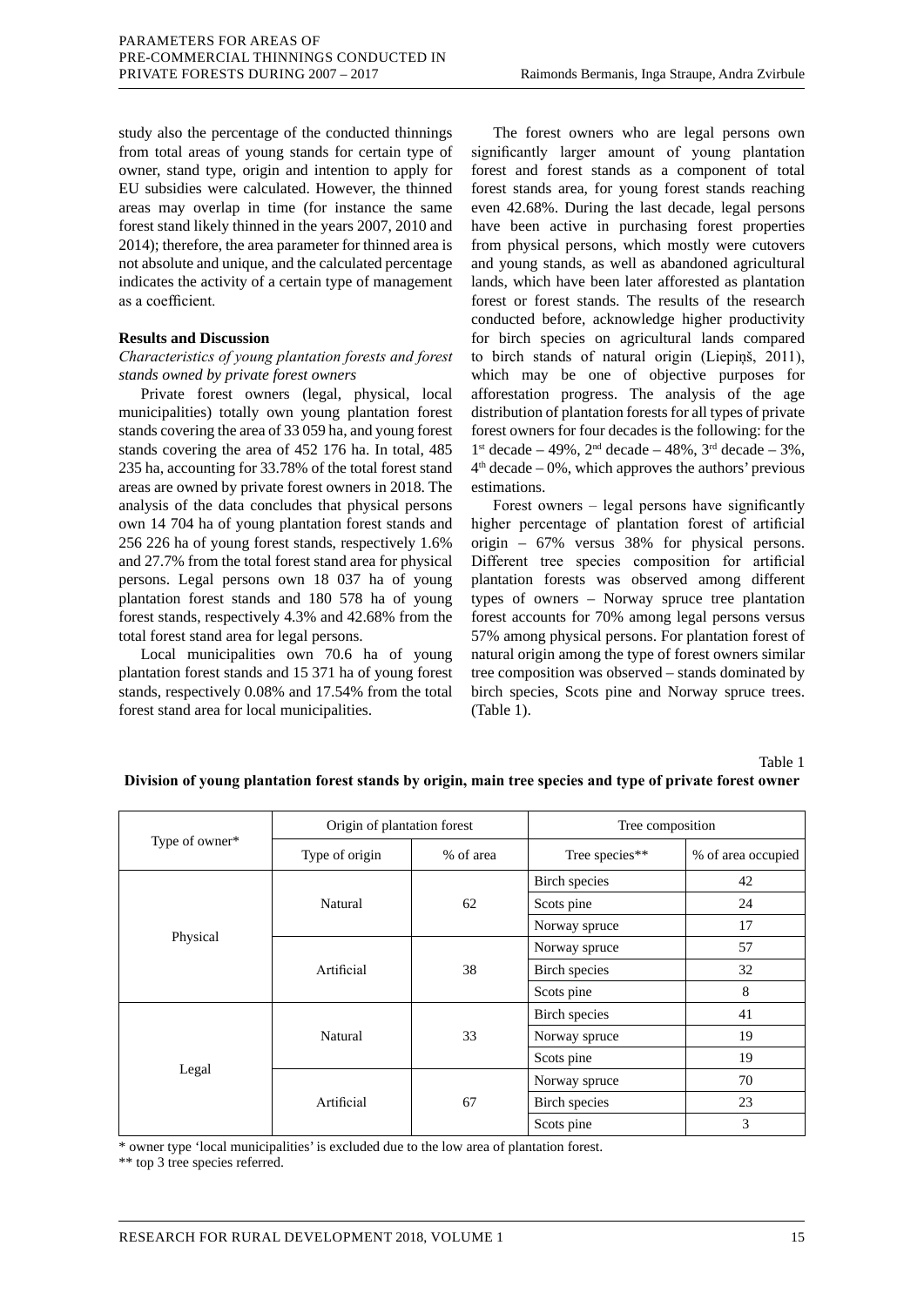study also the percentage of the conducted thinnings from total areas of young stands for certain type of owner, stand type, origin and intention to apply for EU subsidies were calculated. However, the thinned areas may overlap in time (for instance the same forest stand likely thinned in the years 2007, 2010 and 2014); therefore, the area parameter for thinned area is not absolute and unique, and the calculated percentage indicates the activity of a certain type of management as a coefficient.

## Results and Discussion

*Characteristics of young plantation forests and forest stands owned by private forest owners*

Private forest owners (legal, physical, local municipalities) totally own young plantation forest stands covering the area of 33 059 ha, and young forest stands covering the area of 452 176 ha. In total, 485 235 ha, accounting for 33.78% of the total forest stand areas are owned by private forest owners in 2018. The analysis of the data concludes that physical persons own 14 704 ha of young plantation forest stands and 256 226 ha of young forest stands, respectively 1.6% and 27.7% from the total forest stand area for physical persons. Legal persons own 18 037 ha of young plantation forest stands and 180 578 ha of young forest stands, respectively 4.3% and 42.68% from the total forest stand area for legal persons.

Local municipalities own 70.6 ha of young plantation forest stands and 15 371 ha of young forest stands, respectively 0.08% and 17.54% from the total forest stand area for local municipalities.

The forest owners who are legal persons own significantly larger amount of young plantation forest and forest stands as a component of total forest stands area, for young forest stands reaching even 42.68%. During the last decade, legal persons have been active in purchasing forest properties from physical persons, which mostly were cutovers and young stands, as well as abandoned agricultural lands, which have been later afforested as plantation forest or forest stands. The results of the research conducted before, acknowledge higher productivity for birch species on agricultural lands compared to birch stands of natural origin (Liepiņš, 2011), which may be one of objective purposes for afforestation progress. The analysis of the age distribution of plantation forests for all types of private forest owners for four decades is the following: for the 1st decade – 49%, 2nd decade – 48%, 3rd decade – 3%, 4th decade – 0%, which approves the authors' previous estimations.

Forest owners – legal persons have significantly higher percentage of plantation forest of artificial origin – 67% versus 38% for physical persons. Different tree species composition for artificial plantation forests was observed among different types of owners – Norway spruce tree plantation forest accounts for 70% among legal persons versus 57% among physical persons. For plantation forest of natural origin among the type of forest owners similar tree composition was observed – stands dominated by birch species, Scots pine and Norway spruce trees. (Table 1).

Table 1

**Division of young plantation forest stands by origin, main tree species and type of private forest owner**

| Type of owner* | Origin of plantation forest | | Tree composition | |
|---|---|---|---|---|
| | Type of origin | % of area | Tree species** | % of area occupied |
| Physical | Natural | 62 | Birch species | 42 |
| | | | Scots pine | 24 |
| | | | Norway spruce | 17 |
| | Artificial | 38 | Norway spruce | 57 |
| | | | Birch species | 32 |
| | | | Scots pine | 8 |
| Legal | Natural | 33 | Birch species | 41 |
| | | | Norway spruce | 19 |
| | | | Scots pine | 19 |
| | Artificial | 67 | Norway spruce | 70 |
| | | | Birch species | 23 |
| | | | Scots pine | 3 |

* owner type 'local municipalities' is excluded due to the low area of plantation forest.

** top 3 tree species referred.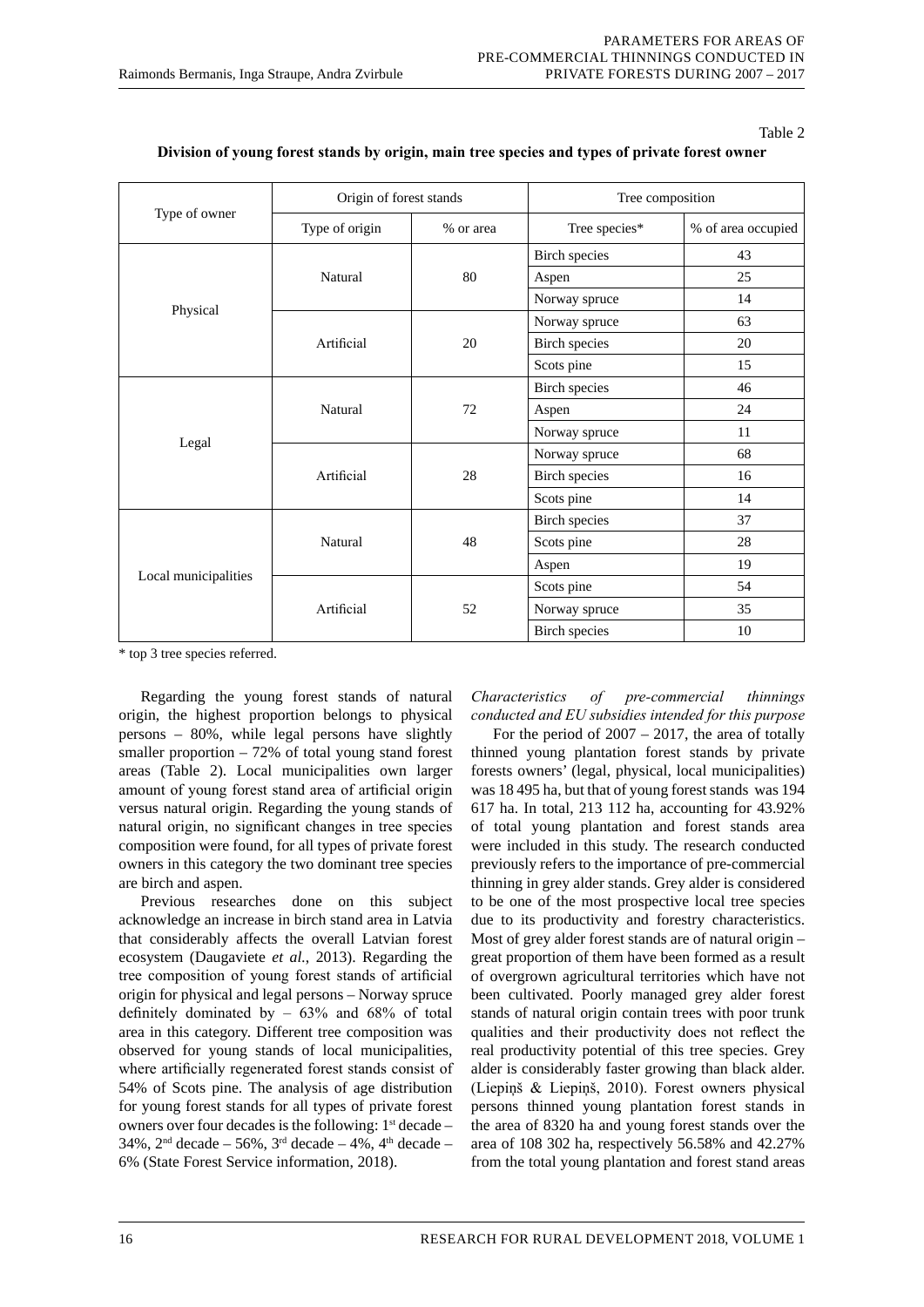Table 2

**Division of young forest stands by origin, main tree species and types of private forest owner**

| Type of owner | Origin of forest stands | | Tree composition | |
|---|---|---|---|---|
| | Type of origin | % or area | Tree species* | % of area occupied |
| Physical | Natural | 80 | Birch species | 43 |
| | | | Aspen | 25 |
| | | | Norway spruce | 14 |
| | Artificial | 20 | Norway spruce | 63 |
| | | | Birch species | 20 |
| | | | Scots pine | 15 |
| Legal | Natural | 72 | Birch species | 46 |
| | | | Aspen | 24 |
| | | | Norway spruce | 11 |
| | Artificial | 28 | Norway spruce | 68 |
| | | | Birch species | 16 |
| | | | Scots pine | 14 |
| Local municipalities | Natural | 48 | Birch species | 37 |
| | | | Scots pine | 28 |
| | | | Aspen | 19 |
| | Artificial | 52 | Scots pine | 54 |
| | | | Norway spruce | 35 |
| | | | Birch species | 10 |

\* top 3 tree species referred.

Regarding the young forest stands of natural origin, the highest proportion belongs to physical persons – 80%, while legal persons have slightly smaller proportion – 72% of total young stand forest areas (Table 2). Local municipalities own larger amount of young forest stand area of artificial origin versus natural origin. Regarding the young stands of natural origin, no significant changes in tree species composition were found, for all types of private forest owners in this category the two dominant tree species are birch and aspen.

Previous researches done on this subject acknowledge an increase in birch stand area in Latvia that considerably affects the overall Latvian forest ecosystem (Daugaviete *et al.*, 2013). Regarding the tree composition of young forest stands of artificial origin for physical and legal persons – Norway spruce definitely dominated by – 63% and 68% of total area in this category. Different tree composition was observed for young stands of local municipalities, where artificially regenerated forest stands consist of 54% of Scots pine. The analysis of age distribution for young forest stands for all types of private forest owners over four decades is the following: 1st decade – 34%, 2nd decade – 56%, 3rd decade – 4%, 4th decade – 6% (State Forest Service information, 2018).

*Characteristics of pre-commercial thinnings conducted and EU subsidies intended for this purpose*

For the period of 2007 – 2017, the area of totally thinned young plantation forest stands by private forests owners' (legal, physical, local municipalities) was 18 495 ha, but that of young forest stands was 194 617 ha. In total, 213 112 ha, accounting for 43.92% of total young plantation and forest stands area were included in this study. The research conducted previously refers to the importance of pre-commercial thinning in grey alder stands. Grey alder is considered to be one of the most prospective local tree species due to its productivity and forestry characteristics. Most of grey alder forest stands are of natural origin – great proportion of them have been formed as a result of overgrown agricultural territories which have not been cultivated. Poorly managed grey alder forest stands of natural origin contain trees with poor trunk qualities and their productivity does not reflect the real productivity potential of this tree species. Grey alder is considerably faster growing than black alder. (Liepiņš & Liepiņš, 2010). Forest owners physical persons thinned young plantation forest stands in the area of 8320 ha and young forest stands over the area of 108 302 ha, respectively 56.58% and 42.27% from the total young plantation and forest stand areas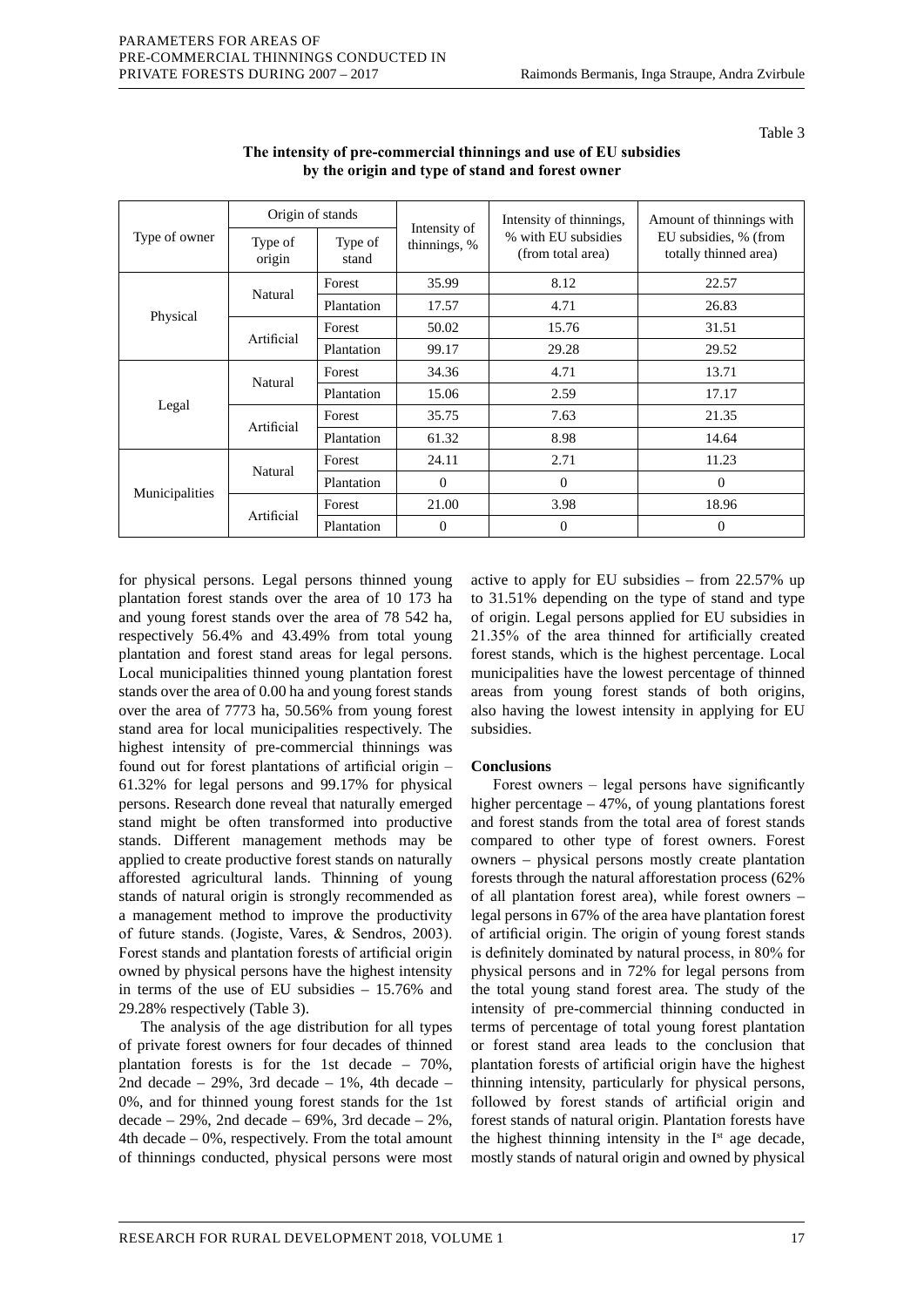Table 3

**The intensity of pre-commercial thinnings and use of EU subsidies by the origin and type of stand and forest owner**

| Type of owner | Origin of stands | | Intensity of thinnings, % | Intensity of thinnings, % with EU subsidies (from total area) | Amount of thinnings with EU subsidies, % (from totally thinned area) |
|---|---|---|---|---|---|
| | Type of origin | Type of stand | | | |
| Physical | Natural | Forest | 35.99 | 8.12 | 22.57 |
| | | Plantation | 17.57 | 4.71 | 26.83 |
| | Artificial | Forest | 50.02 | 15.76 | 31.51 |
| | | Plantation | 99.17 | 29.28 | 29.52 |
| Legal | Natural | Forest | 34.36 | 4.71 | 13.71 |
| | | Plantation | 15.06 | 2.59 | 17.17 |
| | Artificial | Forest | 35.75 | 7.63 | 21.35 |
| | | Plantation | 61.32 | 8.98 | 14.64 |
| Municipalities | Natural | Forest | 24.11 | 2.71 | 11.23 |
| | | Plantation | 0 | 0 | 0 |
| | Artificial | Forest | 21.00 | 3.98 | 18.96 |
| | | Plantation | 0 | 0 | 0 |

for physical persons. Legal persons thinned young plantation forest stands over the area of 10 173 ha and young forest stands over the area of 78 542 ha, respectively 56.4% and 43.49% from total young plantation and forest stand areas for legal persons. Local municipalities thinned young plantation forest stands over the area of 0.00 ha and young forest stands over the area of 7773 ha, 50.56% from young forest stand area for local municipalities respectively. The highest intensity of pre-commercial thinnings was found out for forest plantations of artificial origin – 61.32% for legal persons and 99.17% for physical persons. Research done reveal that naturally emerged stand might be often transformed into productive stands. Different management methods may be applied to create productive forest stands on naturally afforested agricultural lands. Thinning of young stands of natural origin is strongly recommended as a management method to improve the productivity of future stands. (Jogiste, Vares, & Sendros, 2003). Forest stands and plantation forests of artificial origin owned by physical persons have the highest intensity in terms of the use of EU subsidies – 15.76% and 29.28% respectively (Table 3).

The analysis of the age distribution for all types of private forest owners for four decades of thinned plantation forests is for the 1st decade – 70%, 2nd decade – 29%, 3rd decade – 1%, 4th decade – 0%, and for thinned young forest stands for the 1st decade – 29%, 2nd decade – 69%, 3rd decade – 2%, 4th decade – 0%, respectively. From the total amount of thinnings conducted, physical persons were most active to apply for EU subsidies – from 22.57% up to 31.51% depending on the type of stand and type of origin. Legal persons applied for EU subsidies in 21.35% of the area thinned for artificially created forest stands, which is the highest percentage. Local municipalities have the lowest percentage of thinned areas from young forest stands of both origins, also having the lowest intensity in applying for EU subsidies.

## Conclusions

Forest owners – legal persons have significantly higher percentage – 47%, of young plantations forest and forest stands from the total area of forest stands compared to other type of forest owners. Forest owners – physical persons mostly create plantation forests through the natural afforestation process (62% of all plantation forest area), while forest owners – legal persons in 67% of the area have plantation forest of artificial origin. The origin of young forest stands is definitely dominated by natural process, in 80% for physical persons and in 72% for legal persons from the total young stand forest area. The study of the intensity of pre-commercial thinning conducted in terms of percentage of total young forest plantation or forest stand area leads to the conclusion that plantation forests of artificial origin have the highest thinning intensity, particularly for physical persons, followed by forest stands of artificial origin and forest stands of natural origin. Plantation forests have the highest thinning intensity in the I[st] age decade, mostly stands of natural origin and owned by physical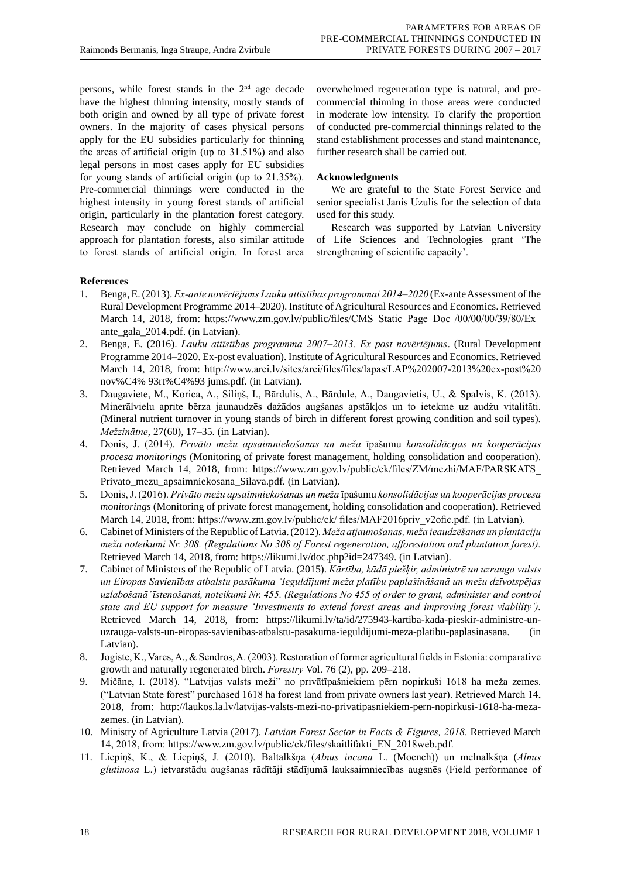persons, while forest stands in the 2nd age decade have the highest thinning intensity, mostly stands of both origin and owned by all type of private forest owners. In the majority of cases physical persons apply for the EU subsidies particularly for thinning the areas of artificial origin (up to 31.51%) and also legal persons in most cases apply for EU subsidies for young stands of artificial origin (up to 21.35%). Pre-commercial thinnings were conducted in the highest intensity in young forest stands of artificial origin, particularly in the plantation forest category. Research may conclude on highly commercial approach for plantation forests, also similar attitude to forest stands of artificial origin. In forest area overwhelmed regeneration type is natural, and pre-commercial thinning in those areas were conducted in moderate low intensity. To clarify the proportion of conducted pre-commercial thinnings related to the stand establishment processes and stand maintenance, further research shall be carried out.

**Acknowledgments**

We are grateful to the State Forest Service and senior specialist Janis Uzulis for the selection of data used for this study.

Research was supported by Latvian University of Life Sciences and Technologies grant 'The strengthening of scientific capacity'.

**References**

1. Benga, E. (2013). *Ex-ante novērtējums Lauku attīstības programmai 2014–2020* (Ex-ante Assessment of the Rural Development Programme 2014–2020). Institute of Agricultural Resources and Economics. Retrieved March 14, 2018, from: https://www.zm.gov.lv/public/files/CMS_Static_Page_Doc /00/00/00/39/80/Ex_ante_gala_2014.pdf. (in Latvian).
2. Benga, E. (2016). *Lauku attīstības programma 2007–2013. Ex post novērtējums*. (Rural Development Programme 2014–2020. Ex-post evaluation). Institute of Agricultural Resources and Economics. Retrieved March 14, 2018, from: http://www.arei.lv/sites/arei/files/files/lapas/LAP%202007-2013%20ex-post%20 nov%C4% 93rt%C4%93 jums.pdf. (in Latvian).
3. Daugaviete, M., Korica, A., Siliņš, I., Bārdulis, A., Bārdule, A., Daugavietis, U., & Spalvis, K. (2013). Minerālvielu aprite bērza jaunaudzēs dažādos augšanas apstākļos un to ietekme uz audžu vitalitāti. (Mineral nutrient turnover in young stands of birch in different forest growing condition and soil types). *Mežzinātne*, 27(60), 17–35. (in Latvian).
4. Donis, J. (2014). *Privāto mežu apsaimniekošanas un meža* īpašumu *konsolidācijas un kooperācijas procesa monitorings* (Monitoring of private forest management, holding consolidation and cooperation). Retrieved March 14, 2018, from: https://www.zm.gov.lv/public/ck/files/ZM/mezhi/MAF/PARSKATS_Privato_mezu_apsaimniekosana_Silava.pdf. (in Latvian).
5. Donis, J. (2016). *Privāto mežu apsaimniekošanas un meža* īpašumu *konsolidācijas un kooperācijas procesa monitorings* (Monitoring of private forest management, holding consolidation and cooperation). Retrieved March 14, 2018, from: https://www.zm.gov.lv/public/ck/ files/MAF2016priv_v2ofic.pdf. (in Latvian).
6. Cabinet of Ministers of the Republic of Latvia. (2012). *Meža atjaunošanas, meža ieaudzēšanas un plantāciju meža noteikumi Nr. 308. (Regulations No 308 of Forest regeneration, afforestation and plantation forest).* Retrieved March 14, 2018, from: https://likumi.lv/doc.php?id=247349. (in Latvian).
7. Cabinet of Ministers of the Republic of Latvia. (2015). *Kārtība, kādā piešķir, administrē un uzrauga valsts un Eiropas Savienības atbalstu pasākuma 'Ieguldījumi meža platību paplašināšanā un mežu dzīvotspējas uzlabošanā' īstenošanai, noteikumi Nr. 455. (Regulations No 455 of order to grant, administer and control state and EU support for measure 'Investments to extend forest areas and improving forest viability').* Retrieved March 14, 2018, from: https://likumi.lv/ta/id/275943-kartiba-kada-pieskir-administre-un-uzrauga-valsts-un-eiropas-savienibas-atbalstu-pasakuma-ieguldijumi-meza-platibu-paplasinasana. (in Latvian).
8. Jogiste, K., Vares, A., & Sendros, A. (2003). Restoration of former agricultural fields in Estonia: comparative growth and naturally regenerated birch. *Forestry* Vol. 76 (2), pp. 209–218.
9. Mičāne, I. (2018). "Latvijas valsts meži" no privātīpašniekiem pērn nopirkuši 1618 ha meža zemes. ("Latvian State forest" purchased 1618 ha forest land from private owners last year). Retrieved March 14, 2018, from: http://laukos.la.lv/latvijas-valsts-mezi-no-privatipasniekiem-pern-nopirkusi-1618-ha-meza-zemes. (in Latvian).
10. Ministry of Agriculture Latvia (2017). *Latvian Forest Sector in Facts & Figures, 2018.* Retrieved March 14, 2018, from: https://www.zm.gov.lv/public/ck/files/skaitlifakti_EN_2018web.pdf.
11. Liepiņš, K., & Liepiņš, J. (2010). Baltalkšņa (*Alnus incana* L. (Moench)) un melnalkšņa (*Alnus glutinosa* L.) ietvarstādu augšanas rādītāji stādījumā lauksaimniecības augsnēs (Field performance of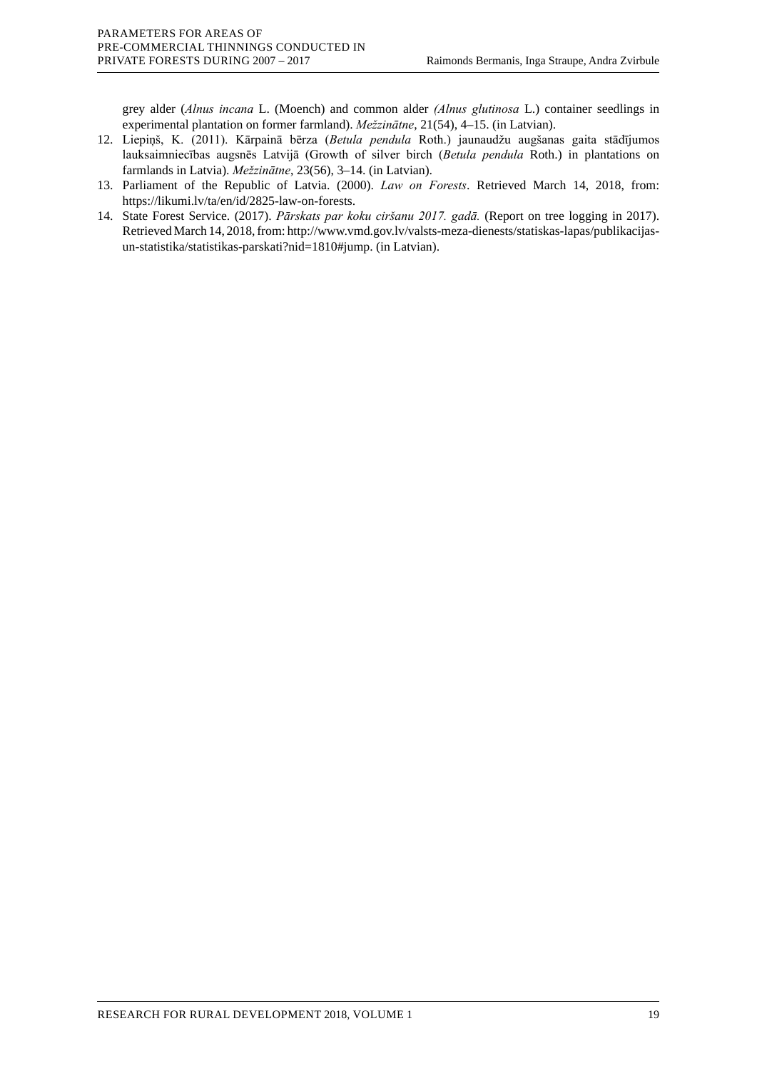grey alder (*Alnus incana* L. (Moench) and common alder *(Alnus glutinosa* L.) container seedlings in experimental plantation on former farmland). *Mežzinātne*, 21(54), 4–15. (in Latvian).

12. Liepiņš, K. (2011). Kārpainā bērza (*Betula pendula* Roth.) jaunaudžu augšanas gaita stādījumos lauksaimniecības augsnēs Latvijā (Growth of silver birch (*Betula pendula* Roth.) in plantations on farmlands in Latvia). *Mežzinātne*, 23(56), 3–14. (in Latvian).
13. Parliament of the Republic of Latvia. (2000). *Law on Forests*. Retrieved March 14, 2018, from: https://likumi.lv/ta/en/id/2825-law-on-forests.
14. State Forest Service. (2017). *Pārskats par koku ciršanu 2017. gadā.* (Report on tree logging in 2017). Retrieved March 14, 2018, from: http://www.vmd.gov.lv/valsts-meza-dienests/statiskas-lapas/publikacijas-un-statistika/statistikas-parskati?nid=1810#jump. (in Latvian).